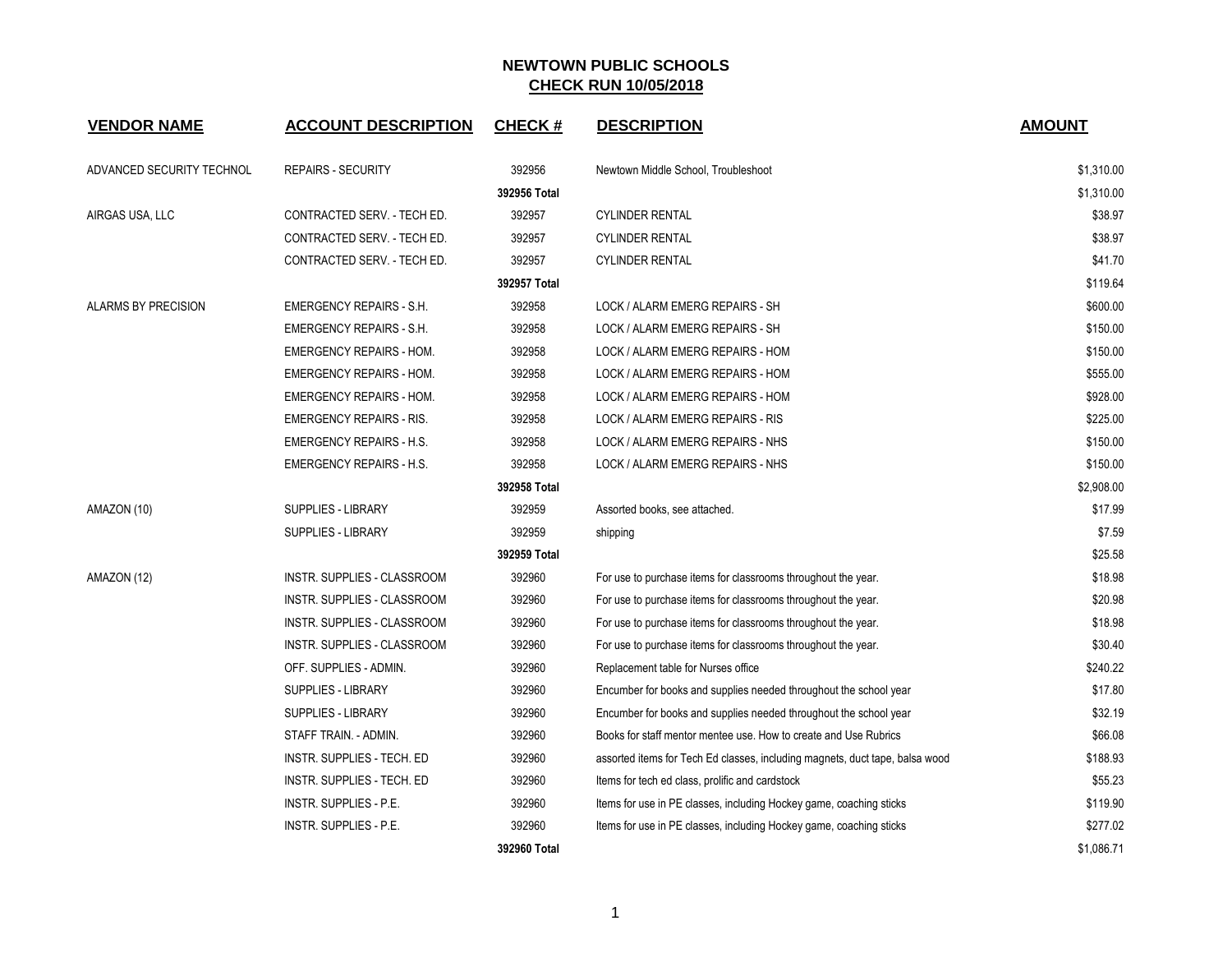# NEWTOWN PUBLIC SCHOOLS

## CHECK RUN 10/05/2018

| VENDOR NAME | ACCOUNT DESCRIPTION | CHECK # | DESCRIPTION | AMOUNT |
|---|---|---|---|---|
| ADVANCED SECURITY TECHNOL | REPAIRS - SECURITY | 392956 | Newtown Middle School, Troubleshoot | $1,310.00 |
| | | **392956 Total** | | $1,310.00 |
| AIRGAS USA, LLC | CONTRACTED SERV. - TECH ED. | 392957 | CYLINDER RENTAL | $38.97 |
| | CONTRACTED SERV. - TECH ED. | 392957 | CYLINDER RENTAL | $38.97 |
| | CONTRACTED SERV. - TECH ED. | 392957 | CYLINDER RENTAL | $41.70 |
| | | **392957 Total** | | $119.64 |
| ALARMS BY PRECISION | EMERGENCY REPAIRS - S.H. | 392958 | LOCK / ALARM EMERG REPAIRS - SH | $600.00 |
| | EMERGENCY REPAIRS - S.H. | 392958 | LOCK / ALARM EMERG REPAIRS - SH | $150.00 |
| | EMERGENCY REPAIRS - HOM. | 392958 | LOCK / ALARM EMERG REPAIRS - HOM | $150.00 |
| | EMERGENCY REPAIRS - HOM. | 392958 | LOCK / ALARM EMERG REPAIRS - HOM | $555.00 |
| | EMERGENCY REPAIRS - HOM. | 392958 | LOCK / ALARM EMERG REPAIRS - HOM | $928.00 |
| | EMERGENCY REPAIRS - RIS. | 392958 | LOCK / ALARM EMERG REPAIRS - RIS | $225.00 |
| | EMERGENCY REPAIRS - H.S. | 392958 | LOCK / ALARM EMERG REPAIRS - NHS | $150.00 |
| | EMERGENCY REPAIRS - H.S. | 392958 | LOCK / ALARM EMERG REPAIRS - NHS | $150.00 |
| | | **392958 Total** | | $2,908.00 |
| AMAZON (10) | SUPPLIES - LIBRARY | 392959 | Assorted books, see attached. | $17.99 |
| | SUPPLIES - LIBRARY | 392959 | shipping | $7.59 |
| | | **392959 Total** | | $25.58 |
| AMAZON (12) | INSTR. SUPPLIES - CLASSROOM | 392960 | For use to purchase items for classrooms throughout the year. | $18.98 |
| | INSTR. SUPPLIES - CLASSROOM | 392960 | For use to purchase items for classrooms throughout the year. | $20.98 |
| | INSTR. SUPPLIES - CLASSROOM | 392960 | For use to purchase items for classrooms throughout the year. | $18.98 |
| | INSTR. SUPPLIES - CLASSROOM | 392960 | For use to purchase items for classrooms throughout the year. | $30.40 |
| | OFF. SUPPLIES - ADMIN. | 392960 | Replacement table for Nurses office | $240.22 |
| | SUPPLIES - LIBRARY | 392960 | Encumber for books and supplies needed throughout the school year | $17.80 |
| | SUPPLIES - LIBRARY | 392960 | Encumber for books and supplies needed throughout the school year | $32.19 |
| | STAFF TRAIN. - ADMIN. | 392960 | Books for staff mentor mentee use. How to create and Use Rubrics | $66.08 |
| | INSTR. SUPPLIES - TECH. ED | 392960 | assorted items for Tech Ed classes, including magnets, duct tape, balsa wood | $188.93 |
| | INSTR. SUPPLIES - TECH. ED | 392960 | Items for tech ed class, prolific and cardstock | $55.23 |
| | INSTR. SUPPLIES - P.E. | 392960 | Items for use in PE classes, including Hockey game, coaching sticks | $119.90 |
| | INSTR. SUPPLIES - P.E. | 392960 | Items for use in PE classes, including Hockey game, coaching sticks | $277.02 |
| | | **392960 Total** | | $1,086.71 |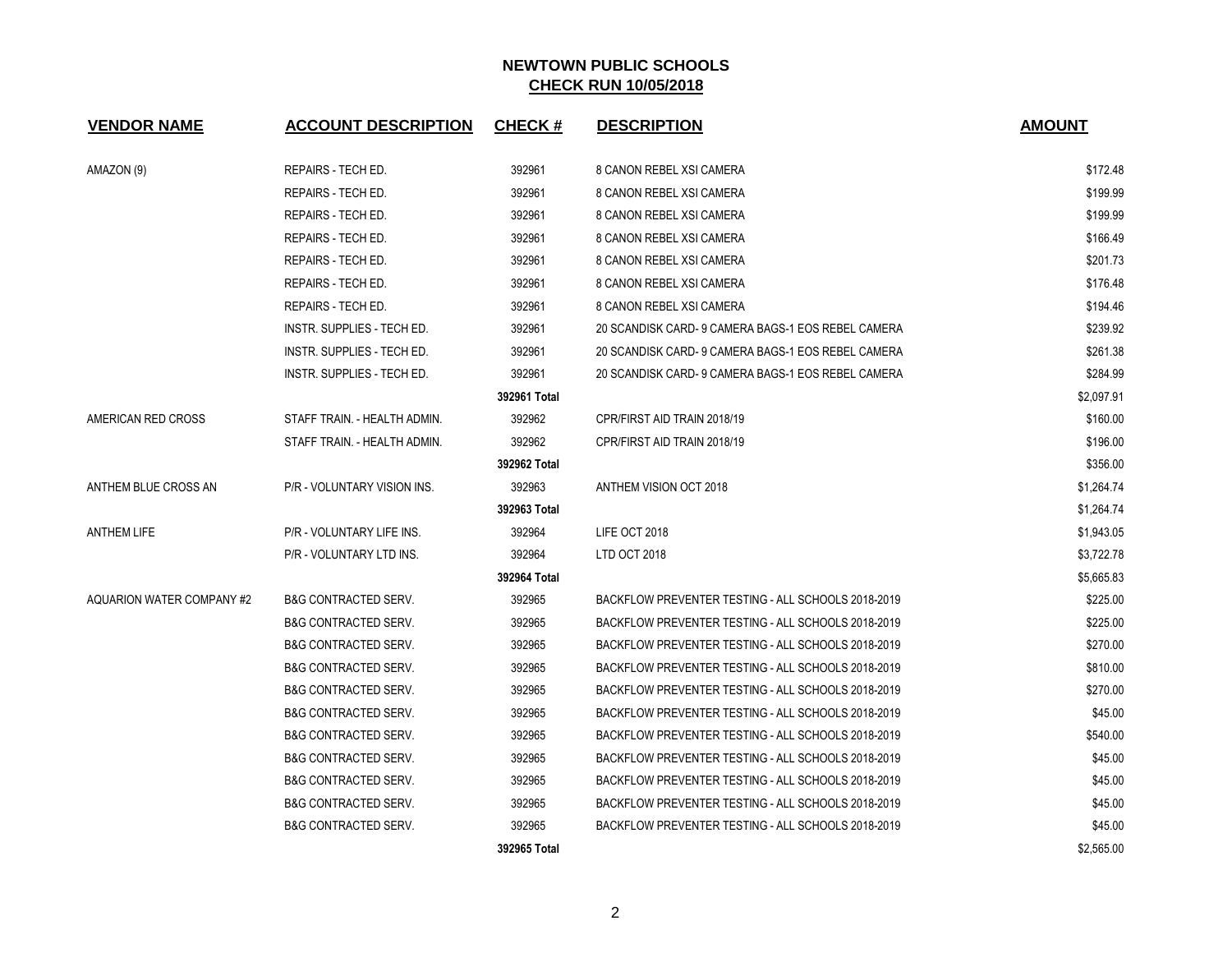# NEWTOWN PUBLIC SCHOOLS

## CHECK RUN 10/05/2018

| VENDOR NAME | ACCOUNT DESCRIPTION | CHECK # | DESCRIPTION | AMOUNT |
|---|---|---|---|---|
| AMAZON (9) | REPAIRS - TECH ED. | 392961 | 8 CANON REBEL XSI CAMERA | $172.48 |
| | REPAIRS - TECH ED. | 392961 | 8 CANON REBEL XSI CAMERA | $199.99 |
| | REPAIRS - TECH ED. | 392961 | 8 CANON REBEL XSI CAMERA | $199.99 |
| | REPAIRS - TECH ED. | 392961 | 8 CANON REBEL XSI CAMERA | $166.49 |
| | REPAIRS - TECH ED. | 392961 | 8 CANON REBEL XSI CAMERA | $201.73 |
| | REPAIRS - TECH ED. | 392961 | 8 CANON REBEL XSI CAMERA | $176.48 |
| | REPAIRS - TECH ED. | 392961 | 8 CANON REBEL XSI CAMERA | $194.46 |
| | INSTR. SUPPLIES - TECH ED. | 392961 | 20 SCANDISK CARD- 9 CAMERA BAGS-1 EOS REBEL CAMERA | $239.92 |
| | INSTR. SUPPLIES - TECH ED. | 392961 | 20 SCANDISK CARD- 9 CAMERA BAGS-1 EOS REBEL CAMERA | $261.38 |
| | INSTR. SUPPLIES - TECH ED. | 392961 | 20 SCANDISK CARD- 9 CAMERA BAGS-1 EOS REBEL CAMERA | $284.99 |
| | | **392961 Total** | | $2,097.91 |
| AMERICAN RED CROSS | STAFF TRAIN. - HEALTH ADMIN. | 392962 | CPR/FIRST AID TRAIN 2018/19 | $160.00 |
| | STAFF TRAIN. - HEALTH ADMIN. | 392962 | CPR/FIRST AID TRAIN 2018/19 | $196.00 |
| | | **392962 Total** | | $356.00 |
| ANTHEM BLUE CROSS AN | P/R - VOLUNTARY VISION INS. | 392963 | ANTHEM VISION OCT 2018 | $1,264.74 |
| | | **392963 Total** | | $1,264.74 |
| ANTHEM LIFE | P/R - VOLUNTARY LIFE INS. | 392964 | LIFE OCT 2018 | $1,943.05 |
| | P/R - VOLUNTARY LTD INS. | 392964 | LTD OCT 2018 | $3,722.78 |
| | | **392964 Total** | | $5,665.83 |
| AQUARION WATER COMPANY #2 | B&G CONTRACTED SERV. | 392965 | BACKFLOW PREVENTER TESTING - ALL SCHOOLS 2018-2019 | $225.00 |
| | B&G CONTRACTED SERV. | 392965 | BACKFLOW PREVENTER TESTING - ALL SCHOOLS 2018-2019 | $225.00 |
| | B&G CONTRACTED SERV. | 392965 | BACKFLOW PREVENTER TESTING - ALL SCHOOLS 2018-2019 | $270.00 |
| | B&G CONTRACTED SERV. | 392965 | BACKFLOW PREVENTER TESTING - ALL SCHOOLS 2018-2019 | $810.00 |
| | B&G CONTRACTED SERV. | 392965 | BACKFLOW PREVENTER TESTING - ALL SCHOOLS 2018-2019 | $270.00 |
| | B&G CONTRACTED SERV. | 392965 | BACKFLOW PREVENTER TESTING - ALL SCHOOLS 2018-2019 | $45.00 |
| | B&G CONTRACTED SERV. | 392965 | BACKFLOW PREVENTER TESTING - ALL SCHOOLS 2018-2019 | $540.00 |
| | B&G CONTRACTED SERV. | 392965 | BACKFLOW PREVENTER TESTING - ALL SCHOOLS 2018-2019 | $45.00 |
| | B&G CONTRACTED SERV. | 392965 | BACKFLOW PREVENTER TESTING - ALL SCHOOLS 2018-2019 | $45.00 |
| | B&G CONTRACTED SERV. | 392965 | BACKFLOW PREVENTER TESTING - ALL SCHOOLS 2018-2019 | $45.00 |
| | B&G CONTRACTED SERV. | 392965 | BACKFLOW PREVENTER TESTING - ALL SCHOOLS 2018-2019 | $45.00 |
| | | **392965 Total** | | $2,565.00 |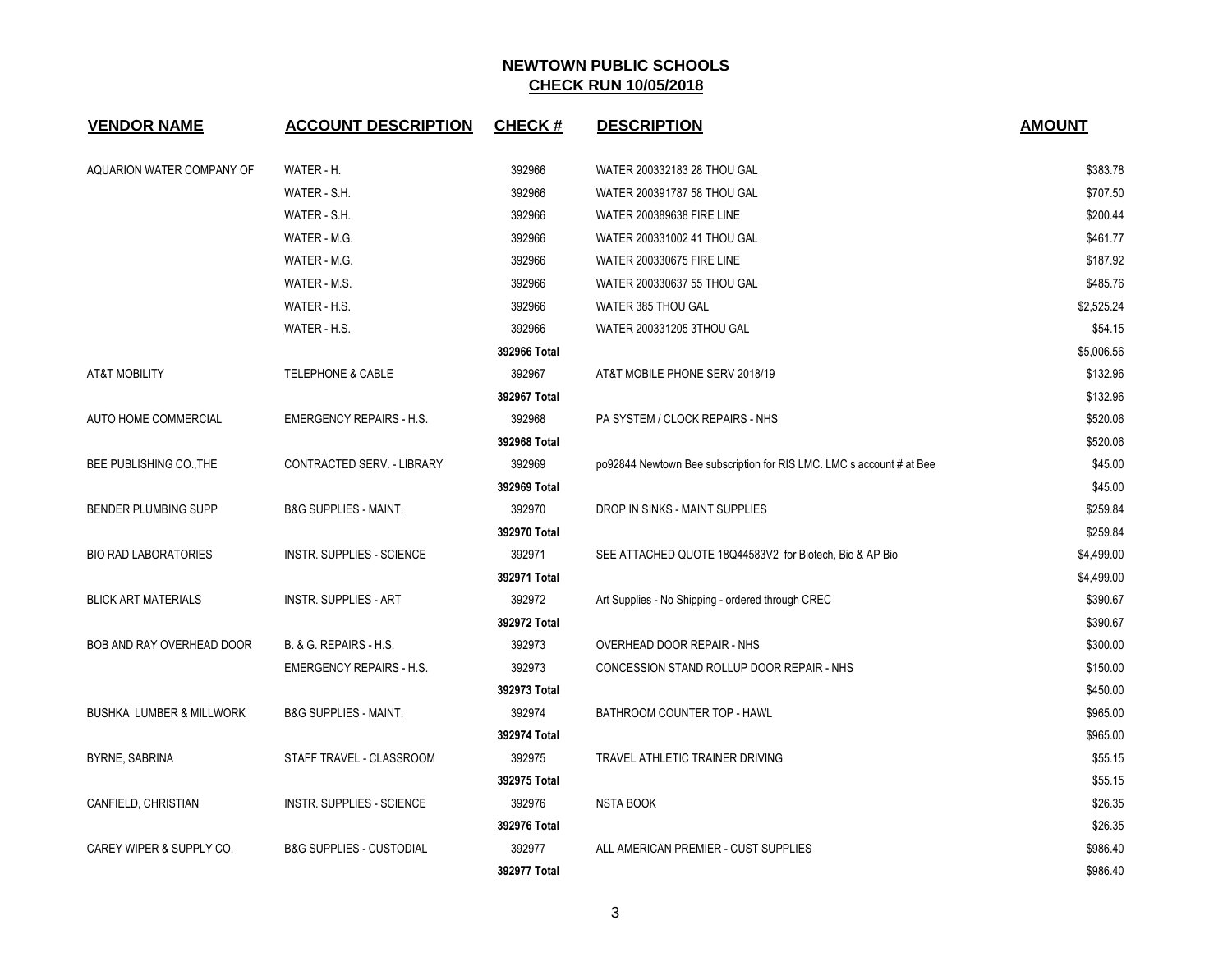# NEWTOWN PUBLIC SCHOOLS

## CHECK RUN 10/05/2018

| VENDOR NAME | ACCOUNT DESCRIPTION | CHECK # | DESCRIPTION | AMOUNT |
|---|---|---|---|---|
| AQUARION WATER COMPANY OF | WATER - H. | 392966 | WATER 200332183 28 THOU GAL | $383.78 |
| | WATER - S.H. | 392966 | WATER 200391787 58 THOU GAL | $707.50 |
| | WATER - S.H. | 392966 | WATER 200389638 FIRE LINE | $200.44 |
| | WATER - M.G. | 392966 | WATER 200331002 41 THOU GAL | $461.77 |
| | WATER - M.G. | 392966 | WATER 200330675 FIRE LINE | $187.92 |
| | WATER - M.S. | 392966 | WATER 200330637 55 THOU GAL | $485.76 |
| | WATER - H.S. | 392966 | WATER 385 THOU GAL | $2,525.24 |
| | WATER - H.S. | 392966 | WATER 200331205 3THOU GAL | $54.15 |
| | | **392966 Total** | | $5,006.56 |
| AT&T MOBILITY | TELEPHONE & CABLE | 392967 | AT&T MOBILE PHONE SERV 2018/19 | $132.96 |
| | | **392967 Total** | | $132.96 |
| AUTO HOME COMMERCIAL | EMERGENCY REPAIRS - H.S. | 392968 | PA SYSTEM / CLOCK REPAIRS - NHS | $520.06 |
| | | **392968 Total** | | $520.06 |
| BEE PUBLISHING CO.,THE | CONTRACTED SERV. - LIBRARY | 392969 | po92844 Newtown Bee subscription for RIS LMC. LMC s account # at Bee | $45.00 |
| | | **392969 Total** | | $45.00 |
| BENDER PLUMBING SUPP | B&G SUPPLIES - MAINT. | 392970 | DROP IN SINKS - MAINT SUPPLIES | $259.84 |
| | | **392970 Total** | | $259.84 |
| BIO RAD LABORATORIES | INSTR. SUPPLIES - SCIENCE | 392971 | SEE ATTACHED QUOTE 18Q44583V2 for Biotech, Bio & AP Bio | $4,499.00 |
| | | **392971 Total** | | $4,499.00 |
| BLICK ART MATERIALS | INSTR. SUPPLIES - ART | 392972 | Art Supplies - No Shipping - ordered through CREC | $390.67 |
| | | **392972 Total** | | $390.67 |
| BOB AND RAY OVERHEAD DOOR | B. & G. REPAIRS - H.S. | 392973 | OVERHEAD DOOR REPAIR - NHS | $300.00 |
| | EMERGENCY REPAIRS - H.S. | 392973 | CONCESSION STAND ROLLUP DOOR REPAIR - NHS | $150.00 |
| | | **392973 Total** | | $450.00 |
| BUSHKA LUMBER & MILLWORK | B&G SUPPLIES - MAINT. | 392974 | BATHROOM COUNTER TOP - HAWL | $965.00 |
| | | **392974 Total** | | $965.00 |
| BYRNE, SABRINA | STAFF TRAVEL - CLASSROOM | 392975 | TRAVEL ATHLETIC TRAINER DRIVING | $55.15 |
| | | **392975 Total** | | $55.15 |
| CANFIELD, CHRISTIAN | INSTR. SUPPLIES - SCIENCE | 392976 | NSTA BOOK | $26.35 |
| | | **392976 Total** | | $26.35 |
| CAREY WIPER & SUPPLY CO. | B&G SUPPLIES - CUSTODIAL | 392977 | ALL AMERICAN PREMIER - CUST SUPPLIES | $986.40 |
| | | **392977 Total** | | $986.40 |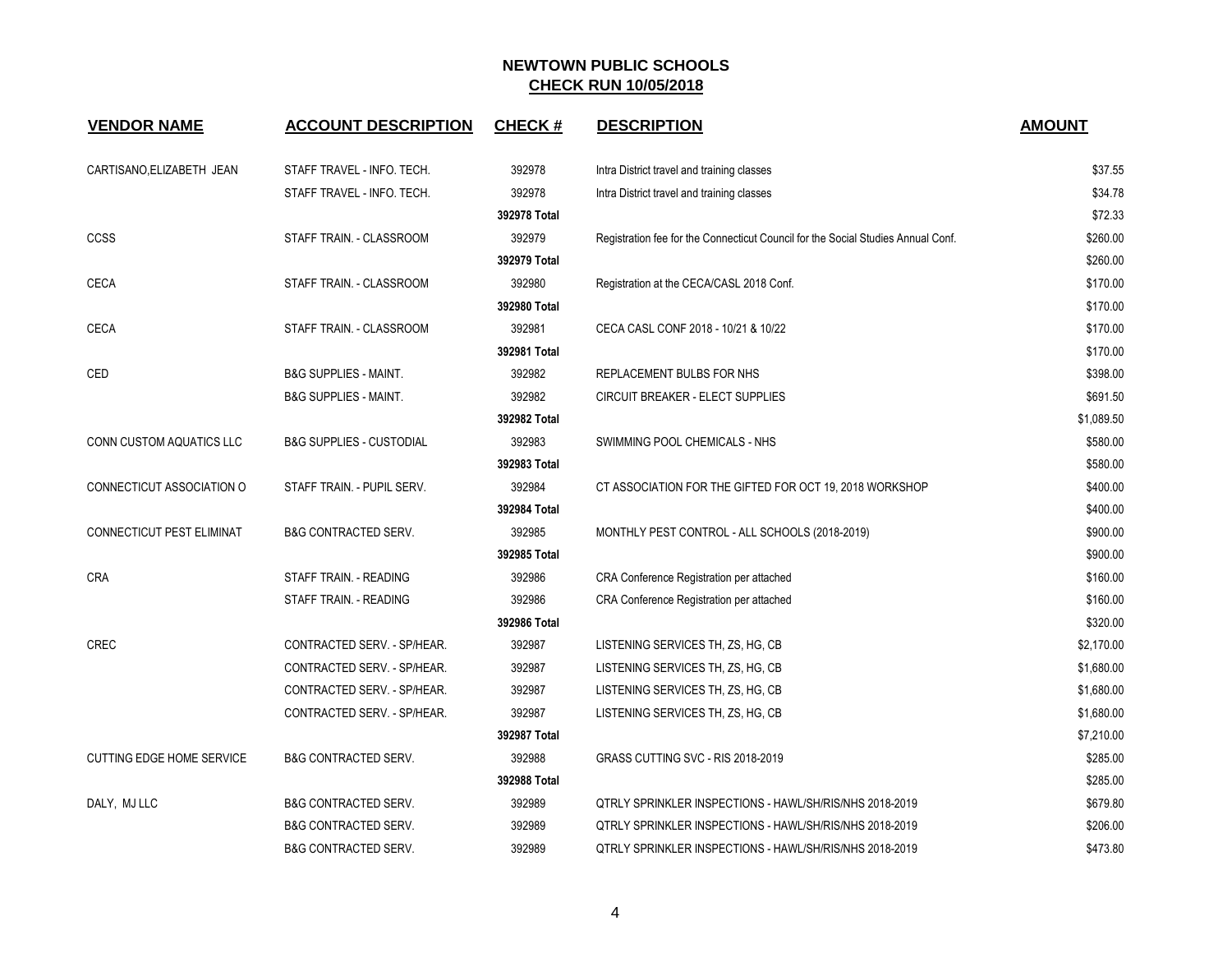# NEWTOWN PUBLIC SCHOOLS

## CHECK RUN 10/05/2018

| VENDOR NAME | ACCOUNT DESCRIPTION | CHECK # | DESCRIPTION | AMOUNT |
|---|---|---|---|---|
| CARTISANO,ELIZABETH JEAN | STAFF TRAVEL - INFO. TECH. | 392978 | Intra District travel and training classes | $37.55 |
| | STAFF TRAVEL - INFO. TECH. | 392978 | Intra District travel and training classes | $34.78 |
| | | **392978 Total** | | $72.33 |
| CCSS | STAFF TRAIN. - CLASSROOM | 392979 | Registration fee for the Connecticut Council for the Social Studies Annual Conf. | $260.00 |
| | | **392979 Total** | | $260.00 |
| CECA | STAFF TRAIN. - CLASSROOM | 392980 | Registration at the CECA/CASL 2018 Conf. | $170.00 |
| | | **392980 Total** | | $170.00 |
| CECA | STAFF TRAIN. - CLASSROOM | 392981 | CECA CASL CONF 2018 - 10/21 & 10/22 | $170.00 |
| | | **392981 Total** | | $170.00 |
| CED | B&G SUPPLIES - MAINT. | 392982 | REPLACEMENT BULBS FOR NHS | $398.00 |
| | B&G SUPPLIES - MAINT. | 392982 | CIRCUIT BREAKER - ELECT SUPPLIES | $691.50 |
| | | **392982 Total** | | $1,089.50 |
| CONN CUSTOM AQUATICS LLC | B&G SUPPLIES - CUSTODIAL | 392983 | SWIMMING POOL CHEMICALS - NHS | $580.00 |
| | | **392983 Total** | | $580.00 |
| CONNECTICUT ASSOCIATION O | STAFF TRAIN. - PUPIL SERV. | 392984 | CT ASSOCIATION FOR THE GIFTED FOR OCT 19, 2018 WORKSHOP | $400.00 |
| | | **392984 Total** | | $400.00 |
| CONNECTICUT PEST ELIMINAT | B&G CONTRACTED SERV. | 392985 | MONTHLY PEST CONTROL - ALL SCHOOLS (2018-2019) | $900.00 |
| | | **392985 Total** | | $900.00 |
| CRA | STAFF TRAIN. - READING | 392986 | CRA Conference Registration per attached | $160.00 |
| | STAFF TRAIN. - READING | 392986 | CRA Conference Registration per attached | $160.00 |
| | | **392986 Total** | | $320.00 |
| CREC | CONTRACTED SERV. - SP/HEAR. | 392987 | LISTENING SERVICES TH, ZS, HG, CB | $2,170.00 |
| | CONTRACTED SERV. - SP/HEAR. | 392987 | LISTENING SERVICES TH, ZS, HG, CB | $1,680.00 |
| | CONTRACTED SERV. - SP/HEAR. | 392987 | LISTENING SERVICES TH, ZS, HG, CB | $1,680.00 |
| | CONTRACTED SERV. - SP/HEAR. | 392987 | LISTENING SERVICES TH, ZS, HG, CB | $1,680.00 |
| | | **392987 Total** | | $7,210.00 |
| CUTTING EDGE HOME SERVICE | B&G CONTRACTED SERV. | 392988 | GRASS CUTTING SVC - RIS 2018-2019 | $285.00 |
| | | **392988 Total** | | $285.00 |
| DALY, MJ LLC | B&G CONTRACTED SERV. | 392989 | QTRLY SPRINKLER INSPECTIONS - HAWL/SH/RIS/NHS 2018-2019 | $679.80 |
| | B&G CONTRACTED SERV. | 392989 | QTRLY SPRINKLER INSPECTIONS - HAWL/SH/RIS/NHS 2018-2019 | $206.00 |
| | B&G CONTRACTED SERV. | 392989 | QTRLY SPRINKLER INSPECTIONS - HAWL/SH/RIS/NHS 2018-2019 | $473.80 |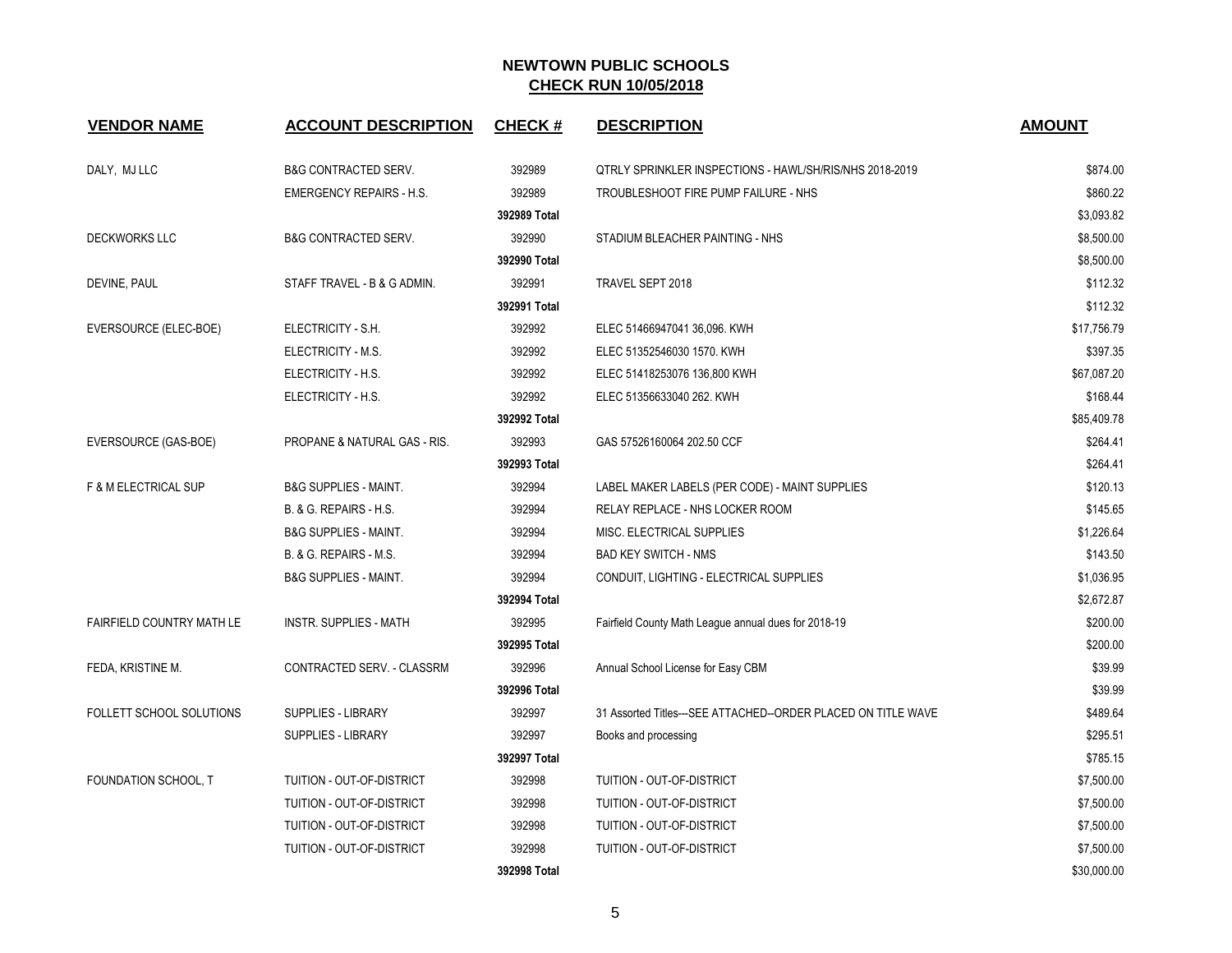# NEWTOWN PUBLIC SCHOOLS

## CHECK RUN 10/05/2018

| VENDOR NAME | ACCOUNT DESCRIPTION | CHECK # | DESCRIPTION | AMOUNT |
|---|---|---|---|---|
| DALY, MJ LLC | B&G CONTRACTED SERV. | 392989 | QTRLY SPRINKLER INSPECTIONS - HAWL/SH/RIS/NHS 2018-2019 | $874.00 |
| | EMERGENCY REPAIRS - H.S. | 392989 | TROUBLESHOOT FIRE PUMP FAILURE - NHS | $860.22 |
| | | **392989 Total** | | $3,093.82 |
| DECKWORKS LLC | B&G CONTRACTED SERV. | 392990 | STADIUM BLEACHER PAINTING - NHS | $8,500.00 |
| | | **392990 Total** | | $8,500.00 |
| DEVINE, PAUL | STAFF TRAVEL - B & G ADMIN. | 392991 | TRAVEL SEPT 2018 | $112.32 |
| | | **392991 Total** | | $112.32 |
| EVERSOURCE (ELEC-BOE) | ELECTRICITY - S.H. | 392992 | ELEC 51466947041 36,096. KWH | $17,756.79 |
| | ELECTRICITY - M.S. | 392992 | ELEC 51352546030 1570. KWH | $397.35 |
| | ELECTRICITY - H.S. | 392992 | ELEC 51418253076 136,800 KWH | $67,087.20 |
| | ELECTRICITY - H.S. | 392992 | ELEC 51356633040 262. KWH | $168.44 |
| | | **392992 Total** | | $85,409.78 |
| EVERSOURCE (GAS-BOE) | PROPANE & NATURAL GAS - RIS. | 392993 | GAS 57526160064 202.50 CCF | $264.41 |
| | | **392993 Total** | | $264.41 |
| F & M ELECTRICAL SUP | B&G SUPPLIES - MAINT. | 392994 | LABEL MAKER LABELS (PER CODE) - MAINT SUPPLIES | $120.13 |
| | B. & G. REPAIRS - H.S. | 392994 | RELAY REPLACE - NHS LOCKER ROOM | $145.65 |
| | B&G SUPPLIES - MAINT. | 392994 | MISC. ELECTRICAL SUPPLIES | $1,226.64 |
| | B. & G. REPAIRS - M.S. | 392994 | BAD KEY SWITCH - NMS | $143.50 |
| | B&G SUPPLIES - MAINT. | 392994 | CONDUIT, LIGHTING - ELECTRICAL SUPPLIES | $1,036.95 |
| | | **392994 Total** | | $2,672.87 |
| FAIRFIELD COUNTRY MATH LE | INSTR. SUPPLIES - MATH | 392995 | Fairfield County Math League annual dues for 2018-19 | $200.00 |
| | | **392995 Total** | | $200.00 |
| FEDA, KRISTINE M. | CONTRACTED SERV. - CLASSRM | 392996 | Annual School License for Easy CBM | $39.99 |
| | | **392996 Total** | | $39.99 |
| FOLLETT SCHOOL SOLUTIONS | SUPPLIES - LIBRARY | 392997 | 31 Assorted Titles---SEE ATTACHED--ORDER PLACED ON TITLE WAVE | $489.64 |
| | SUPPLIES - LIBRARY | 392997 | Books and processing | $295.51 |
| | | **392997 Total** | | $785.15 |
| FOUNDATION SCHOOL, T | TUITION - OUT-OF-DISTRICT | 392998 | TUITION - OUT-OF-DISTRICT | $7,500.00 |
| | TUITION - OUT-OF-DISTRICT | 392998 | TUITION - OUT-OF-DISTRICT | $7,500.00 |
| | TUITION - OUT-OF-DISTRICT | 392998 | TUITION - OUT-OF-DISTRICT | $7,500.00 |
| | TUITION - OUT-OF-DISTRICT | 392998 | TUITION - OUT-OF-DISTRICT | $7,500.00 |
| | | **392998 Total** | | $30,000.00 |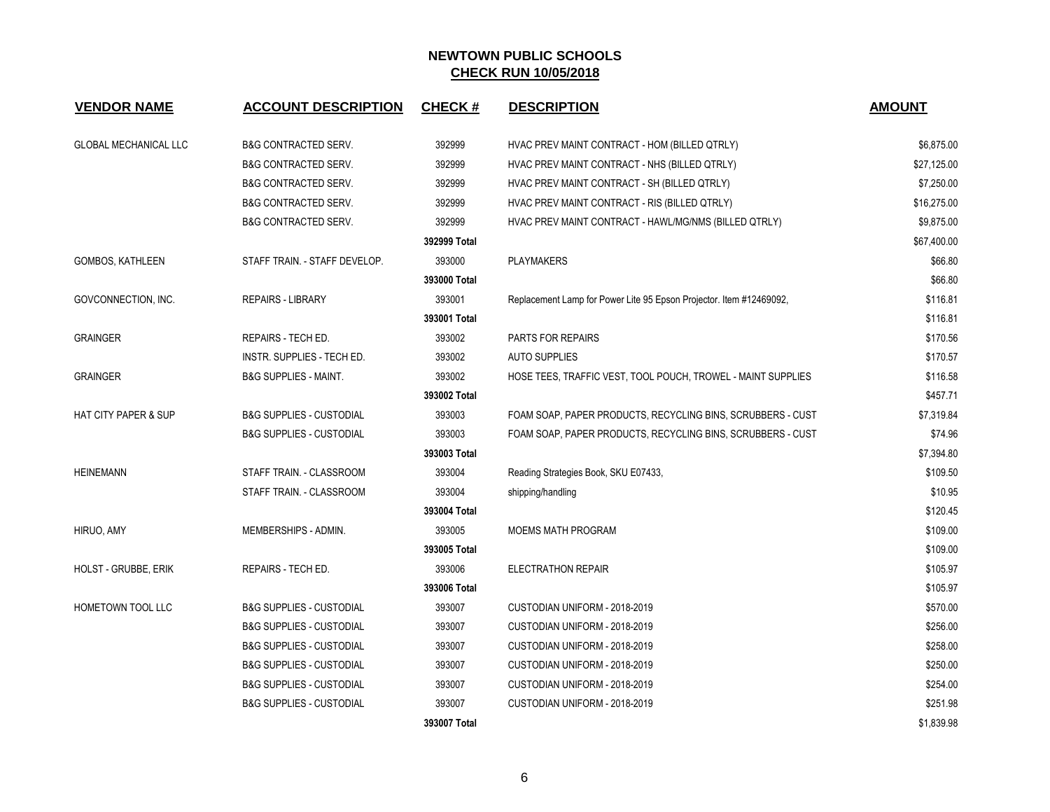# NEWTOWN PUBLIC SCHOOLS

## CHECK RUN 10/05/2018

| VENDOR NAME | ACCOUNT DESCRIPTION | CHECK # | DESCRIPTION | AMOUNT |
|---|---|---|---|---|
| GLOBAL MECHANICAL LLC | B&G CONTRACTED SERV. | 392999 | HVAC PREV MAINT CONTRACT - HOM (BILLED QTRLY) | $6,875.00 |
| | B&G CONTRACTED SERV. | 392999 | HVAC PREV MAINT CONTRACT - NHS (BILLED QTRLY) | $27,125.00 |
| | B&G CONTRACTED SERV. | 392999 | HVAC PREV MAINT CONTRACT - SH (BILLED QTRLY) | $7,250.00 |
| | B&G CONTRACTED SERV. | 392999 | HVAC PREV MAINT CONTRACT - RIS (BILLED QTRLY) | $16,275.00 |
| | B&G CONTRACTED SERV. | 392999 | HVAC PREV MAINT CONTRACT - HAWL/MG/NMS (BILLED QTRLY) | $9,875.00 |
| | | **392999 Total** | | $67,400.00 |
| GOMBOS, KATHLEEN | STAFF TRAIN. - STAFF DEVELOP. | 393000 | PLAYMAKERS | $66.80 |
| | | **393000 Total** | | $66.80 |
| GOVCONNECTION, INC. | REPAIRS - LIBRARY | 393001 | Replacement Lamp for Power Lite 95 Epson Projector. Item #12469092, | $116.81 |
| | | **393001 Total** | | $116.81 |
| GRAINGER | REPAIRS - TECH ED. | 393002 | PARTS FOR REPAIRS | $170.56 |
| | INSTR. SUPPLIES - TECH ED. | 393002 | AUTO SUPPLIES | $170.57 |
| GRAINGER | B&G SUPPLIES - MAINT. | 393002 | HOSE TEES, TRAFFIC VEST, TOOL POUCH, TROWEL - MAINT SUPPLIES | $116.58 |
| | | **393002 Total** | | $457.71 |
| HAT CITY PAPER & SUP | B&G SUPPLIES - CUSTODIAL | 393003 | FOAM SOAP, PAPER PRODUCTS, RECYCLING BINS, SCRUBBERS - CUST | $7,319.84 |
| | B&G SUPPLIES - CUSTODIAL | 393003 | FOAM SOAP, PAPER PRODUCTS, RECYCLING BINS, SCRUBBERS - CUST | $74.96 |
| | | **393003 Total** | | $7,394.80 |
| HEINEMANN | STAFF TRAIN. - CLASSROOM | 393004 | Reading Strategies Book, SKU E07433, | $109.50 |
| | STAFF TRAIN. - CLASSROOM | 393004 | shipping/handling | $10.95 |
| | | **393004 Total** | | $120.45 |
| HIRUO, AMY | MEMBERSHIPS - ADMIN. | 393005 | MOEMS MATH PROGRAM | $109.00 |
| | | **393005 Total** | | $109.00 |
| HOLST - GRUBBE, ERIK | REPAIRS - TECH ED. | 393006 | ELECTRATHON REPAIR | $105.97 |
| | | **393006 Total** | | $105.97 |
| HOMETOWN TOOL LLC | B&G SUPPLIES - CUSTODIAL | 393007 | CUSTODIAN UNIFORM - 2018-2019 | $570.00 |
| | B&G SUPPLIES - CUSTODIAL | 393007 | CUSTODIAN UNIFORM - 2018-2019 | $256.00 |
| | B&G SUPPLIES - CUSTODIAL | 393007 | CUSTODIAN UNIFORM - 2018-2019 | $258.00 |
| | B&G SUPPLIES - CUSTODIAL | 393007 | CUSTODIAN UNIFORM - 2018-2019 | $250.00 |
| | B&G SUPPLIES - CUSTODIAL | 393007 | CUSTODIAN UNIFORM - 2018-2019 | $254.00 |
| | B&G SUPPLIES - CUSTODIAL | 393007 | CUSTODIAN UNIFORM - 2018-2019 | $251.98 |
| | | **393007 Total** | | $1,839.98 |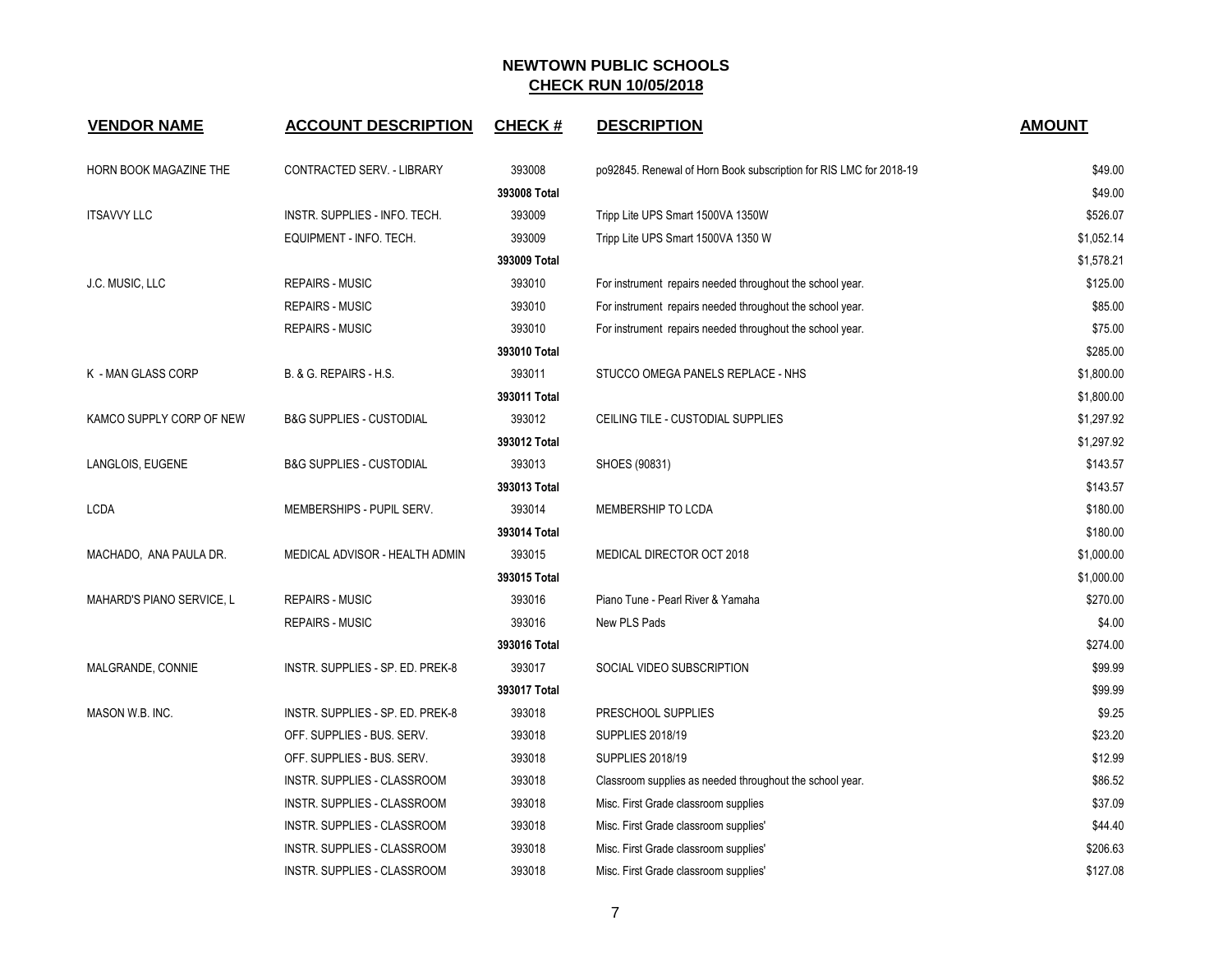# NEWTOWN PUBLIC SCHOOLS

## CHECK RUN 10/05/2018

| VENDOR NAME | ACCOUNT DESCRIPTION | CHECK # | DESCRIPTION | AMOUNT |
|---|---|---|---|---|
| HORN BOOK MAGAZINE THE | CONTRACTED SERV. - LIBRARY | 393008 | po92845. Renewal of Horn Book subscription for RIS LMC for 2018-19 | $49.00 |
| | | **393008 Total** | | $49.00 |
| ITSAVVY LLC | INSTR. SUPPLIES - INFO. TECH. | 393009 | Tripp Lite UPS Smart 1500VA 1350W | $526.07 |
| | EQUIPMENT - INFO. TECH. | 393009 | Tripp Lite UPS Smart 1500VA 1350 W | $1,052.14 |
| | | **393009 Total** | | $1,578.21 |
| J.C. MUSIC, LLC | REPAIRS - MUSIC | 393010 | For instrument repairs needed throughout the school year. | $125.00 |
| | REPAIRS - MUSIC | 393010 | For instrument repairs needed throughout the school year. | $85.00 |
| | REPAIRS - MUSIC | 393010 | For instrument repairs needed throughout the school year. | $75.00 |
| | | **393010 Total** | | $285.00 |
| K - MAN GLASS CORP | B. & G. REPAIRS - H.S. | 393011 | STUCCO OMEGA PANELS REPLACE - NHS | $1,800.00 |
| | | **393011 Total** | | $1,800.00 |
| KAMCO SUPPLY CORP OF NEW | B&G SUPPLIES - CUSTODIAL | 393012 | CEILING TILE - CUSTODIAL SUPPLIES | $1,297.92 |
| | | **393012 Total** | | $1,297.92 |
| LANGLOIS, EUGENE | B&G SUPPLIES - CUSTODIAL | 393013 | SHOES (90831) | $143.57 |
| | | **393013 Total** | | $143.57 |
| LCDA | MEMBERSHIPS - PUPIL SERV. | 393014 | MEMBERSHIP TO LCDA | $180.00 |
| | | **393014 Total** | | $180.00 |
| MACHADO, ANA PAULA DR. | MEDICAL ADVISOR - HEALTH ADMIN | 393015 | MEDICAL DIRECTOR OCT 2018 | $1,000.00 |
| | | **393015 Total** | | $1,000.00 |
| MAHARD'S PIANO SERVICE, L | REPAIRS - MUSIC | 393016 | Piano Tune - Pearl River & Yamaha | $270.00 |
| | REPAIRS - MUSIC | 393016 | New PLS Pads | $4.00 |
| | | **393016 Total** | | $274.00 |
| MALGRANDE, CONNIE | INSTR. SUPPLIES - SP. ED. PREK-8 | 393017 | SOCIAL VIDEO SUBSCRIPTION | $99.99 |
| | | **393017 Total** | | $99.99 |
| MASON W.B. INC. | INSTR. SUPPLIES - SP. ED. PREK-8 | 393018 | PRESCHOOL SUPPLIES | $9.25 |
| | OFF. SUPPLIES - BUS. SERV. | 393018 | SUPPLIES 2018/19 | $23.20 |
| | OFF. SUPPLIES - BUS. SERV. | 393018 | SUPPLIES 2018/19 | $12.99 |
| | INSTR. SUPPLIES - CLASSROOM | 393018 | Classroom supplies as needed throughout the school year. | $86.52 |
| | INSTR. SUPPLIES - CLASSROOM | 393018 | Misc. First Grade classroom supplies | $37.09 |
| | INSTR. SUPPLIES - CLASSROOM | 393018 | Misc. First Grade classroom supplies' | $44.40 |
| | INSTR. SUPPLIES - CLASSROOM | 393018 | Misc. First Grade classroom supplies' | $206.63 |
| | INSTR. SUPPLIES - CLASSROOM | 393018 | Misc. First Grade classroom supplies' | $127.08 |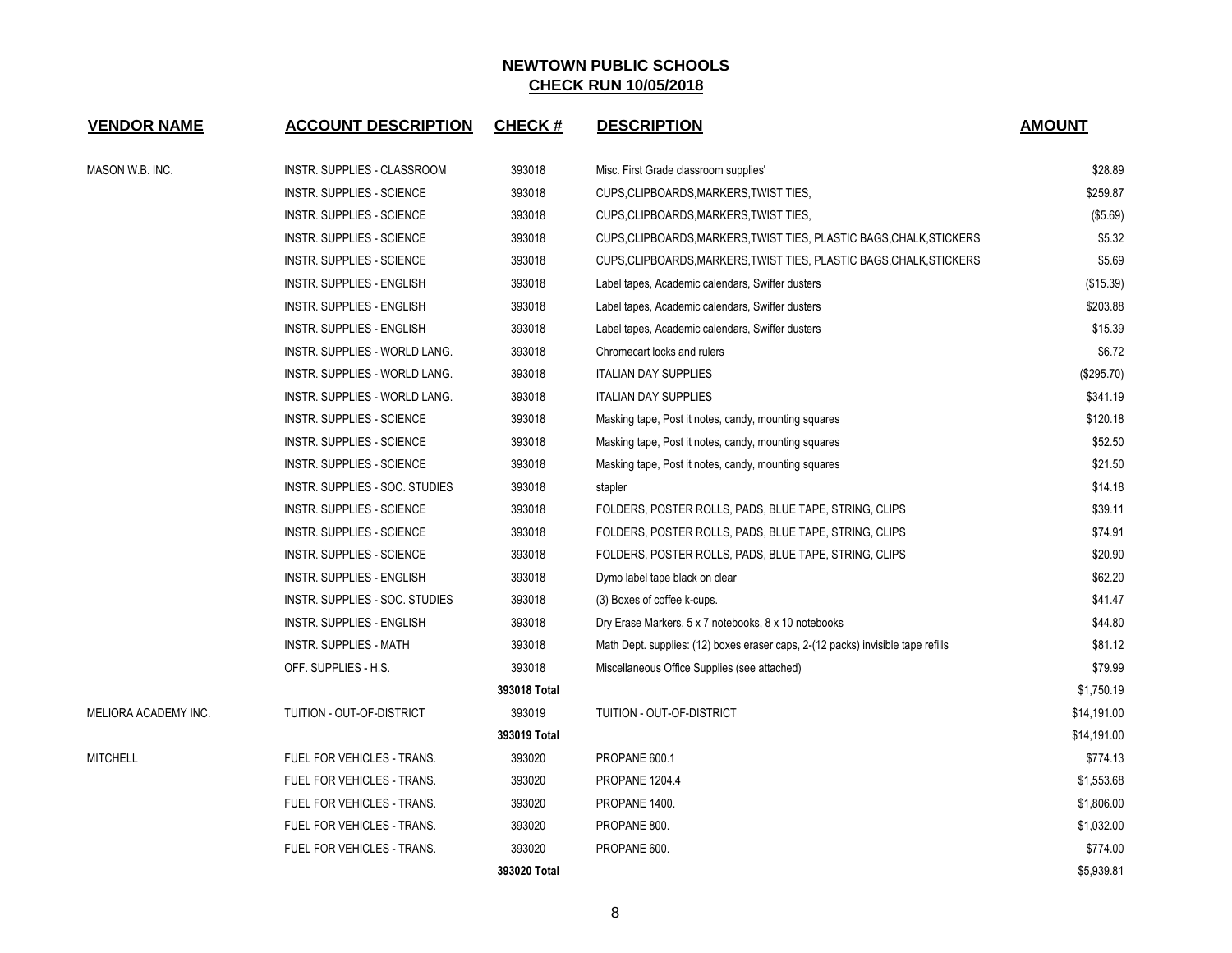# NEWTOWN PUBLIC SCHOOLS

## CHECK RUN 10/05/2018

| VENDOR NAME | ACCOUNT DESCRIPTION | CHECK # | DESCRIPTION | AMOUNT |
|---|---|---|---|---|
| MASON W.B. INC. | INSTR. SUPPLIES - CLASSROOM | 393018 | Misc. First Grade classroom supplies' | $28.89 |
| | INSTR. SUPPLIES - SCIENCE | 393018 | CUPS,CLIPBOARDS,MARKERS,TWIST TIES, | $259.87 |
| | INSTR. SUPPLIES - SCIENCE | 393018 | CUPS,CLIPBOARDS,MARKERS,TWIST TIES, | ($5.69) |
| | INSTR. SUPPLIES - SCIENCE | 393018 | CUPS,CLIPBOARDS,MARKERS,TWIST TIES, PLASTIC BAGS,CHALK,STICKERS | $5.32 |
| | INSTR. SUPPLIES - SCIENCE | 393018 | CUPS,CLIPBOARDS,MARKERS,TWIST TIES, PLASTIC BAGS,CHALK,STICKERS | $5.69 |
| | INSTR. SUPPLIES - ENGLISH | 393018 | Label tapes, Academic calendars, Swiffer dusters | ($15.39) |
| | INSTR. SUPPLIES - ENGLISH | 393018 | Label tapes, Academic calendars, Swiffer dusters | $203.88 |
| | INSTR. SUPPLIES - ENGLISH | 393018 | Label tapes, Academic calendars, Swiffer dusters | $15.39 |
| | INSTR. SUPPLIES - WORLD LANG. | 393018 | Chromecart locks and rulers | $6.72 |
| | INSTR. SUPPLIES - WORLD LANG. | 393018 | ITALIAN DAY SUPPLIES | ($295.70) |
| | INSTR. SUPPLIES - WORLD LANG. | 393018 | ITALIAN DAY SUPPLIES | $341.19 |
| | INSTR. SUPPLIES - SCIENCE | 393018 | Masking tape, Post it notes, candy, mounting squares | $120.18 |
| | INSTR. SUPPLIES - SCIENCE | 393018 | Masking tape, Post it notes, candy, mounting squares | $52.50 |
| | INSTR. SUPPLIES - SCIENCE | 393018 | Masking tape, Post it notes, candy, mounting squares | $21.50 |
| | INSTR. SUPPLIES - SOC. STUDIES | 393018 | stapler | $14.18 |
| | INSTR. SUPPLIES - SCIENCE | 393018 | FOLDERS, POSTER ROLLS, PADS, BLUE TAPE, STRING, CLIPS | $39.11 |
| | INSTR. SUPPLIES - SCIENCE | 393018 | FOLDERS, POSTER ROLLS, PADS, BLUE TAPE, STRING, CLIPS | $74.91 |
| | INSTR. SUPPLIES - SCIENCE | 393018 | FOLDERS, POSTER ROLLS, PADS, BLUE TAPE, STRING, CLIPS | $20.90 |
| | INSTR. SUPPLIES - ENGLISH | 393018 | Dymo label tape black on clear | $62.20 |
| | INSTR. SUPPLIES - SOC. STUDIES | 393018 | (3) Boxes of coffee k-cups. | $41.47 |
| | INSTR. SUPPLIES - ENGLISH | 393018 | Dry Erase Markers, 5 x 7 notebooks, 8 x 10 notebooks | $44.80 |
| | INSTR. SUPPLIES - MATH | 393018 | Math Dept. supplies: (12) boxes eraser caps, 2-(12 packs) invisible tape refills | $81.12 |
| | OFF. SUPPLIES - H.S. | 393018 | Miscellaneous Office Supplies (see attached) | $79.99 |
| | | **393018 Total** | | $1,750.19 |
| MELIORA ACADEMY INC. | TUITION - OUT-OF-DISTRICT | 393019 | TUITION - OUT-OF-DISTRICT | $14,191.00 |
| | | **393019 Total** | | $14,191.00 |
| MITCHELL | FUEL FOR VEHICLES - TRANS. | 393020 | PROPANE 600.1 | $774.13 |
| | FUEL FOR VEHICLES - TRANS. | 393020 | PROPANE 1204.4 | $1,553.68 |
| | FUEL FOR VEHICLES - TRANS. | 393020 | PROPANE 1400. | $1,806.00 |
| | FUEL FOR VEHICLES - TRANS. | 393020 | PROPANE 800. | $1,032.00 |
| | FUEL FOR VEHICLES - TRANS. | 393020 | PROPANE 600. | $774.00 |
| | | **393020 Total** | | $5,939.81 |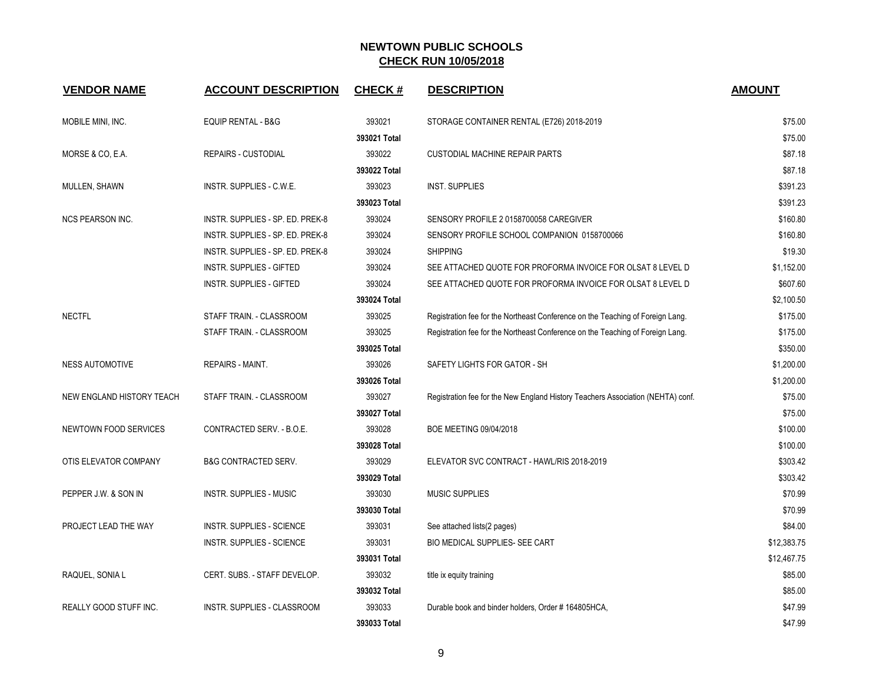# NEWTOWN PUBLIC SCHOOLS

## CHECK RUN 10/05/2018

| VENDOR NAME | ACCOUNT DESCRIPTION | CHECK # | DESCRIPTION | AMOUNT |
|---|---|---|---|---|
| MOBILE MINI, INC. | EQUIP RENTAL - B&G | 393021 | STORAGE CONTAINER RENTAL (E726) 2018-2019 | $75.00 |
| | | 393021 Total | | $75.00 |
| MORSE & CO, E.A. | REPAIRS - CUSTODIAL | 393022 | CUSTODIAL MACHINE REPAIR PARTS | $87.18 |
| | | 393022 Total | | $87.18 |
| MULLEN, SHAWN | INSTR. SUPPLIES - C.W.E. | 393023 | INST. SUPPLIES | $391.23 |
| | | 393023 Total | | $391.23 |
| NCS PEARSON INC. | INSTR. SUPPLIES - SP. ED. PREK-8 | 393024 | SENSORY PROFILE 2 0158700058 CAREGIVER | $160.80 |
| | INSTR. SUPPLIES - SP. ED. PREK-8 | 393024 | SENSORY PROFILE SCHOOL COMPANION 0158700066 | $160.80 |
| | INSTR. SUPPLIES - SP. ED. PREK-8 | 393024 | SHIPPING | $19.30 |
| | INSTR. SUPPLIES - GIFTED | 393024 | SEE ATTACHED QUOTE FOR PROFORMA INVOICE FOR OLSAT 8 LEVEL D | $1,152.00 |
| | INSTR. SUPPLIES - GIFTED | 393024 | SEE ATTACHED QUOTE FOR PROFORMA INVOICE FOR OLSAT 8 LEVEL D | $607.60 |
| | | 393024 Total | | $2,100.50 |
| NECTFL | STAFF TRAIN. - CLASSROOM | 393025 | Registration fee for the Northeast Conference on the Teaching of Foreign Lang. | $175.00 |
| | STAFF TRAIN. - CLASSROOM | 393025 | Registration fee for the Northeast Conference on the Teaching of Foreign Lang. | $175.00 |
| | | 393025 Total | | $350.00 |
| NESS AUTOMOTIVE | REPAIRS - MAINT. | 393026 | SAFETY LIGHTS FOR GATOR - SH | $1,200.00 |
| | | 393026 Total | | $1,200.00 |
| NEW ENGLAND HISTORY TEACH | STAFF TRAIN. - CLASSROOM | 393027 | Registration fee for the New England History Teachers Association (NEHTA) conf. | $75.00 |
| | | 393027 Total | | $75.00 |
| NEWTOWN FOOD SERVICES | CONTRACTED SERV. - B.O.E. | 393028 | BOE MEETING 09/04/2018 | $100.00 |
| | | 393028 Total | | $100.00 |
| OTIS ELEVATOR COMPANY | B&G CONTRACTED SERV. | 393029 | ELEVATOR SVC CONTRACT - HAWL/RIS 2018-2019 | $303.42 |
| | | 393029 Total | | $303.42 |
| PEPPER J.W. & SON IN | INSTR. SUPPLIES - MUSIC | 393030 | MUSIC SUPPLIES | $70.99 |
| | | 393030 Total | | $70.99 |
| PROJECT LEAD THE WAY | INSTR. SUPPLIES - SCIENCE | 393031 | See attached lists(2 pages) | $84.00 |
| | INSTR. SUPPLIES - SCIENCE | 393031 | BIO MEDICAL SUPPLIES- SEE CART | $12,383.75 |
| | | 393031 Total | | $12,467.75 |
| RAQUEL, SONIA L | CERT. SUBS. - STAFF DEVELOP. | 393032 | title ix equity training | $85.00 |
| | | 393032 Total | | $85.00 |
| REALLY GOOD STUFF INC. | INSTR. SUPPLIES - CLASSROOM | 393033 | Durable book and binder holders, Order # 164805HCA, | $47.99 |
| | | 393033 Total | | $47.99 |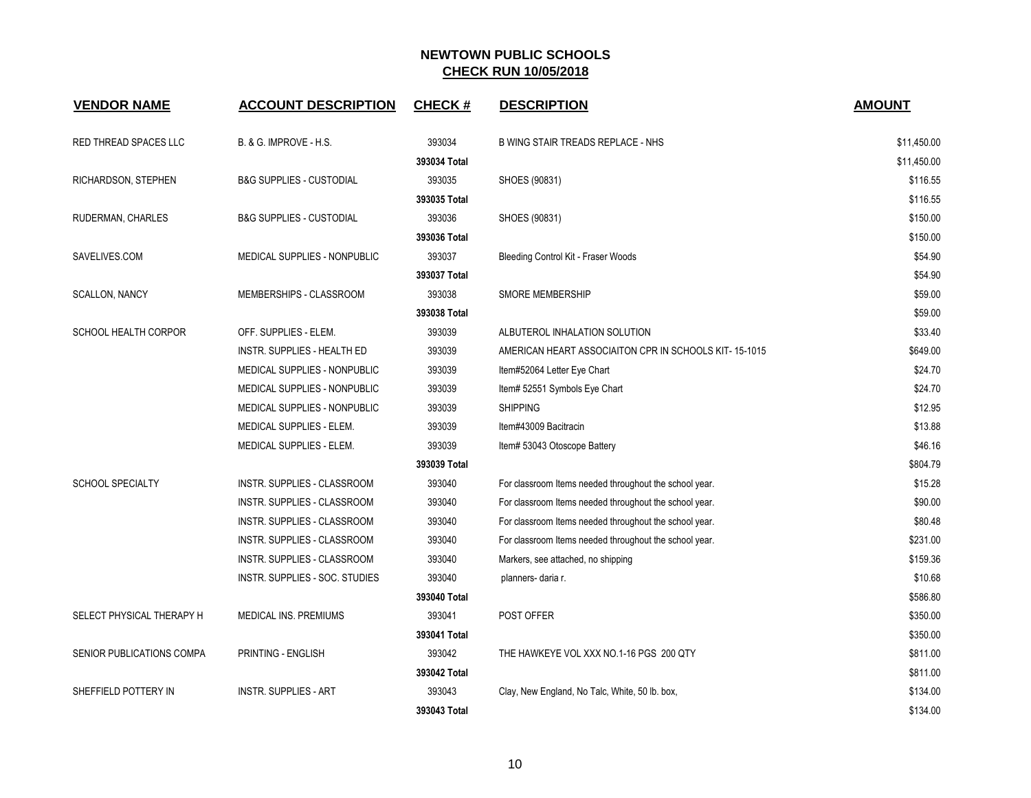## NEWTOWN PUBLIC SCHOOLS

**CHECK RUN 10/05/2018**

| VENDOR NAME | ACCOUNT DESCRIPTION | CHECK # | DESCRIPTION | AMOUNT |
|---|---|---|---|---|
| RED THREAD SPACES LLC | B. & G. IMPROVE - H.S. | 393034 | B WING STAIR TREADS REPLACE - NHS | $11,450.00 |
| | | **393034 Total** | | $11,450.00 |
| RICHARDSON, STEPHEN | B&G SUPPLIES - CUSTODIAL | 393035 | SHOES (90831) | $116.55 |
| | | **393035 Total** | | $116.55 |
| RUDERMAN, CHARLES | B&G SUPPLIES - CUSTODIAL | 393036 | SHOES (90831) | $150.00 |
| | | **393036 Total** | | $150.00 |
| SAVELIVES.COM | MEDICAL SUPPLIES - NONPUBLIC | 393037 | Bleeding Control Kit - Fraser Woods | $54.90 |
| | | **393037 Total** | | $54.90 |
| SCALLON, NANCY | MEMBERSHIPS - CLASSROOM | 393038 | SMORE MEMBERSHIP | $59.00 |
| | | **393038 Total** | | $59.00 |
| SCHOOL HEALTH CORPOR | OFF. SUPPLIES - ELEM. | 393039 | ALBUTEROL INHALATION SOLUTION | $33.40 |
| | INSTR. SUPPLIES - HEALTH ED | 393039 | AMERICAN HEART ASSOCIAITON CPR IN SCHOOLS KIT- 15-1015 | $649.00 |
| | MEDICAL SUPPLIES - NONPUBLIC | 393039 | Item#52064 Letter Eye Chart | $24.70 |
| | MEDICAL SUPPLIES - NONPUBLIC | 393039 | Item# 52551 Symbols Eye Chart | $24.70 |
| | MEDICAL SUPPLIES - NONPUBLIC | 393039 | SHIPPING | $12.95 |
| | MEDICAL SUPPLIES - ELEM. | 393039 | Item#43009 Bacitracin | $13.88 |
| | MEDICAL SUPPLIES - ELEM. | 393039 | Item# 53043 Otoscope Battery | $46.16 |
| | | **393039 Total** | | $804.79 |
| SCHOOL SPECIALTY | INSTR. SUPPLIES - CLASSROOM | 393040 | For classroom Items needed throughout the school year. | $15.28 |
| | INSTR. SUPPLIES - CLASSROOM | 393040 | For classroom Items needed throughout the school year. | $90.00 |
| | INSTR. SUPPLIES - CLASSROOM | 393040 | For classroom Items needed throughout the school year. | $80.48 |
| | INSTR. SUPPLIES - CLASSROOM | 393040 | For classroom Items needed throughout the school year. | $231.00 |
| | INSTR. SUPPLIES - CLASSROOM | 393040 | Markers, see attached, no shipping | $159.36 |
| | INSTR. SUPPLIES - SOC. STUDIES | 393040 | planners- daria r. | $10.68 |
| | | **393040 Total** | | $586.80 |
| SELECT PHYSICAL THERAPY H | MEDICAL INS. PREMIUMS | 393041 | POST OFFER | $350.00 |
| | | **393041 Total** | | $350.00 |
| SENIOR PUBLICATIONS COMPA | PRINTING - ENGLISH | 393042 | THE HAWKEYE VOL XXX NO.1-16 PGS 200 QTY | $811.00 |
| | | **393042 Total** | | $811.00 |
| SHEFFIELD POTTERY IN | INSTR. SUPPLIES - ART | 393043 | Clay, New England, No Talc, White, 50 lb. box, | $134.00 |
| | | **393043 Total** | | $134.00 |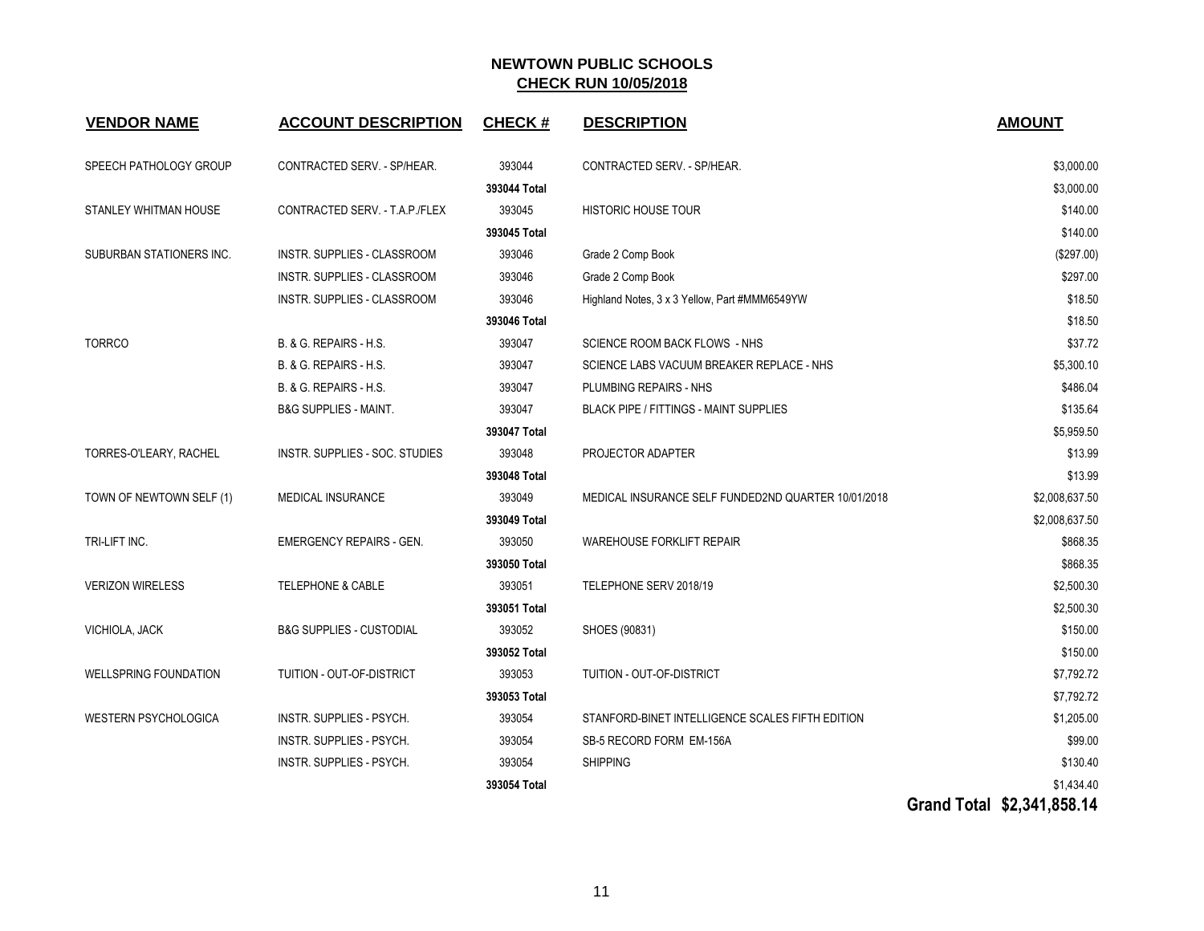# NEWTOWN PUBLIC SCHOOLS

## CHECK RUN 10/05/2018

| VENDOR NAME | ACCOUNT DESCRIPTION | CHECK # | DESCRIPTION | AMOUNT |
|---|---|---|---|---|
| SPEECH PATHOLOGY GROUP | CONTRACTED SERV. - SP/HEAR. | 393044 | CONTRACTED SERV. - SP/HEAR. | $3,000.00 |
| | | 393044 Total | | $3,000.00 |
| STANLEY WHITMAN HOUSE | CONTRACTED SERV. - T.A.P./FLEX | 393045 | HISTORIC HOUSE TOUR | $140.00 |
| | | 393045 Total | | $140.00 |
| SUBURBAN STATIONERS INC. | INSTR. SUPPLIES - CLASSROOM | 393046 | Grade 2 Comp Book | ($297.00) |
| | INSTR. SUPPLIES - CLASSROOM | 393046 | Grade 2 Comp Book | $297.00 |
| | INSTR. SUPPLIES - CLASSROOM | 393046 | Highland Notes, 3 x 3 Yellow, Part #MMM6549YW | $18.50 |
| | | 393046 Total | | $18.50 |
| TORRCO | B. & G. REPAIRS - H.S. | 393047 | SCIENCE ROOM BACK FLOWS - NHS | $37.72 |
| | B. & G. REPAIRS - H.S. | 393047 | SCIENCE LABS VACUUM BREAKER REPLACE - NHS | $5,300.10 |
| | B. & G. REPAIRS - H.S. | 393047 | PLUMBING REPAIRS - NHS | $486.04 |
| | B&G SUPPLIES - MAINT. | 393047 | BLACK PIPE / FITTINGS - MAINT SUPPLIES | $135.64 |
| | | 393047 Total | | $5,959.50 |
| TORRES-O'LEARY, RACHEL | INSTR. SUPPLIES - SOC. STUDIES | 393048 | PROJECTOR ADAPTER | $13.99 |
| | | 393048 Total | | $13.99 |
| TOWN OF NEWTOWN SELF (1) | MEDICAL INSURANCE | 393049 | MEDICAL INSURANCE SELF FUNDED2ND QUARTER 10/01/2018 | $2,008,637.50 |
| | | 393049 Total | | $2,008,637.50 |
| TRI-LIFT INC. | EMERGENCY REPAIRS - GEN. | 393050 | WAREHOUSE FORKLIFT REPAIR | $868.35 |
| | | 393050 Total | | $868.35 |
| VERIZON WIRELESS | TELEPHONE & CABLE | 393051 | TELEPHONE SERV 2018/19 | $2,500.30 |
| | | 393051 Total | | $2,500.30 |
| VICHIOLA, JACK | B&G SUPPLIES - CUSTODIAL | 393052 | SHOES (90831) | $150.00 |
| | | 393052 Total | | $150.00 |
| WELLSPRING FOUNDATION | TUITION - OUT-OF-DISTRICT | 393053 | TUITION - OUT-OF-DISTRICT | $7,792.72 |
| | | 393053 Total | | $7,792.72 |
| WESTERN PSYCHOLOGICA | INSTR. SUPPLIES - PSYCH. | 393054 | STANFORD-BINET INTELLIGENCE SCALES FIFTH EDITION | $1,205.00 |
| | INSTR. SUPPLIES - PSYCH. | 393054 | SB-5 RECORD FORM EM-156A | $99.00 |
| | INSTR. SUPPLIES - PSYCH. | 393054 | SHIPPING | $130.40 |
| | | 393054 Total | | $1,434.40 |
| | | | **Grand Total** | **$2,341,858.14** |